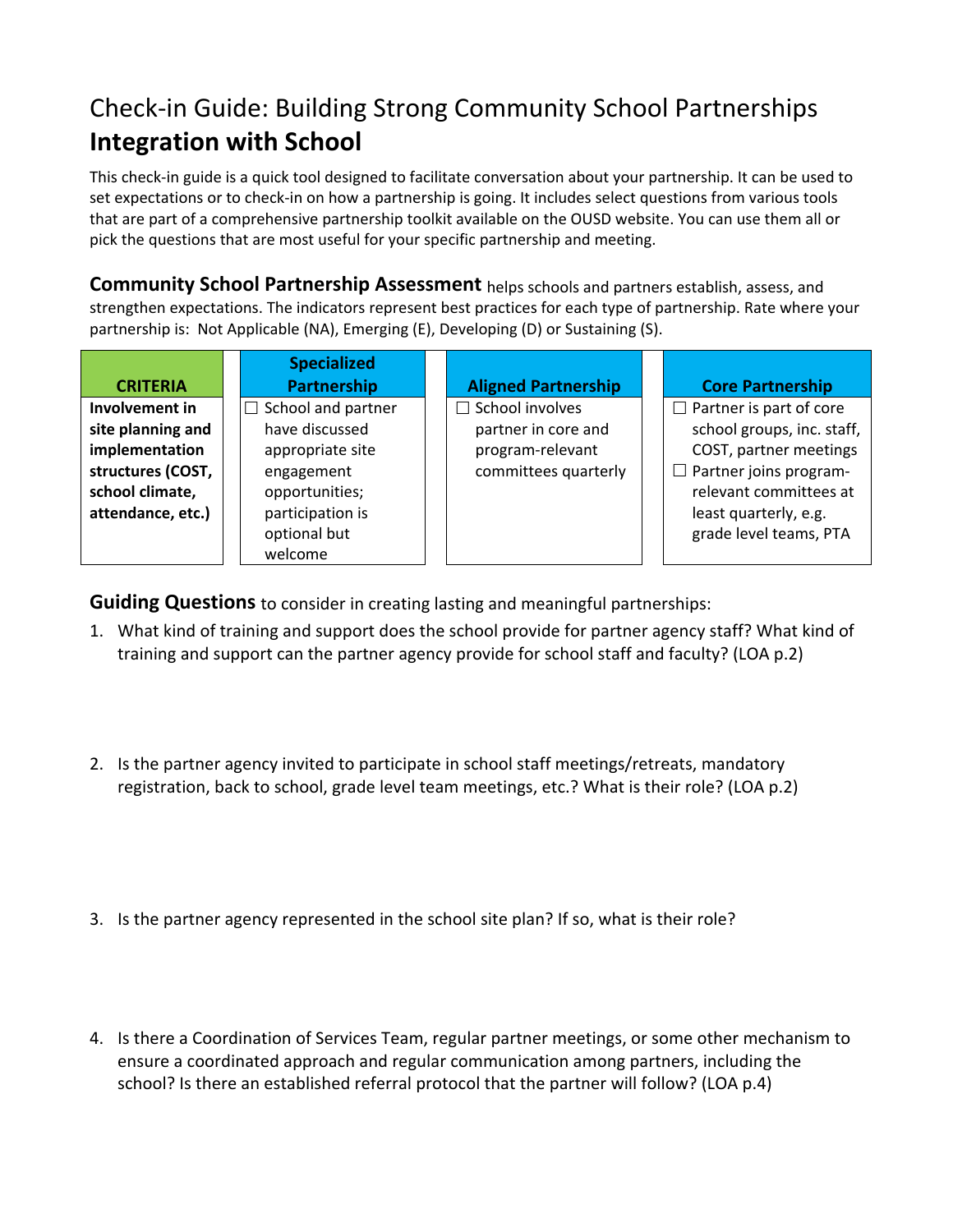# Check-in Guide: Building Strong Community School Partnerships
## Integration with School

This check-in guide is a quick tool designed to facilitate conversation about your partnership. It can be used to set expectations or to check-in on how a partnership is going. It includes select questions from various tools that are part of a comprehensive partnership toolkit available on the OUSD website. You can use them all or pick the questions that are most useful for your specific partnership and meeting.

**Community School Partnership Assessment** helps schools and partners establish, assess, and strengthen expectations. The indicators represent best practices for each type of partnership. Rate where your partnership is: Not Applicable (NA), Emerging (E), Developing (D) or Sustaining (S).

| CRITERIA | Specialized Partnership | Aligned Partnership | Core Partnership |
|---|---|---|---|
| **Involvement in site planning and implementation structures (COST, school climate, attendance, etc.)** | ☐ School and partner have discussed appropriate site engagement opportunities; participation is optional but welcome | ☐ School involves partner in core and program-relevant committees quarterly | ☐ Partner is part of core school groups, inc. staff, COST, partner meetings<br>☐ Partner joins program-relevant committees at least quarterly, e.g. grade level teams, PTA |

**Guiding Questions** to consider in creating lasting and meaningful partnerships:

1. What kind of training and support does the school provide for partner agency staff? What kind of training and support can the partner agency provide for school staff and faculty? (LOA p.2)

2. Is the partner agency invited to participate in school staff meetings/retreats, mandatory registration, back to school, grade level team meetings, etc.? What is their role? (LOA p.2)

3. Is the partner agency represented in the school site plan? If so, what is their role?

4. Is there a Coordination of Services Team, regular partner meetings, or some other mechanism to ensure a coordinated approach and regular communication among partners, including the school? Is there an established referral protocol that the partner will follow? (LOA p.4)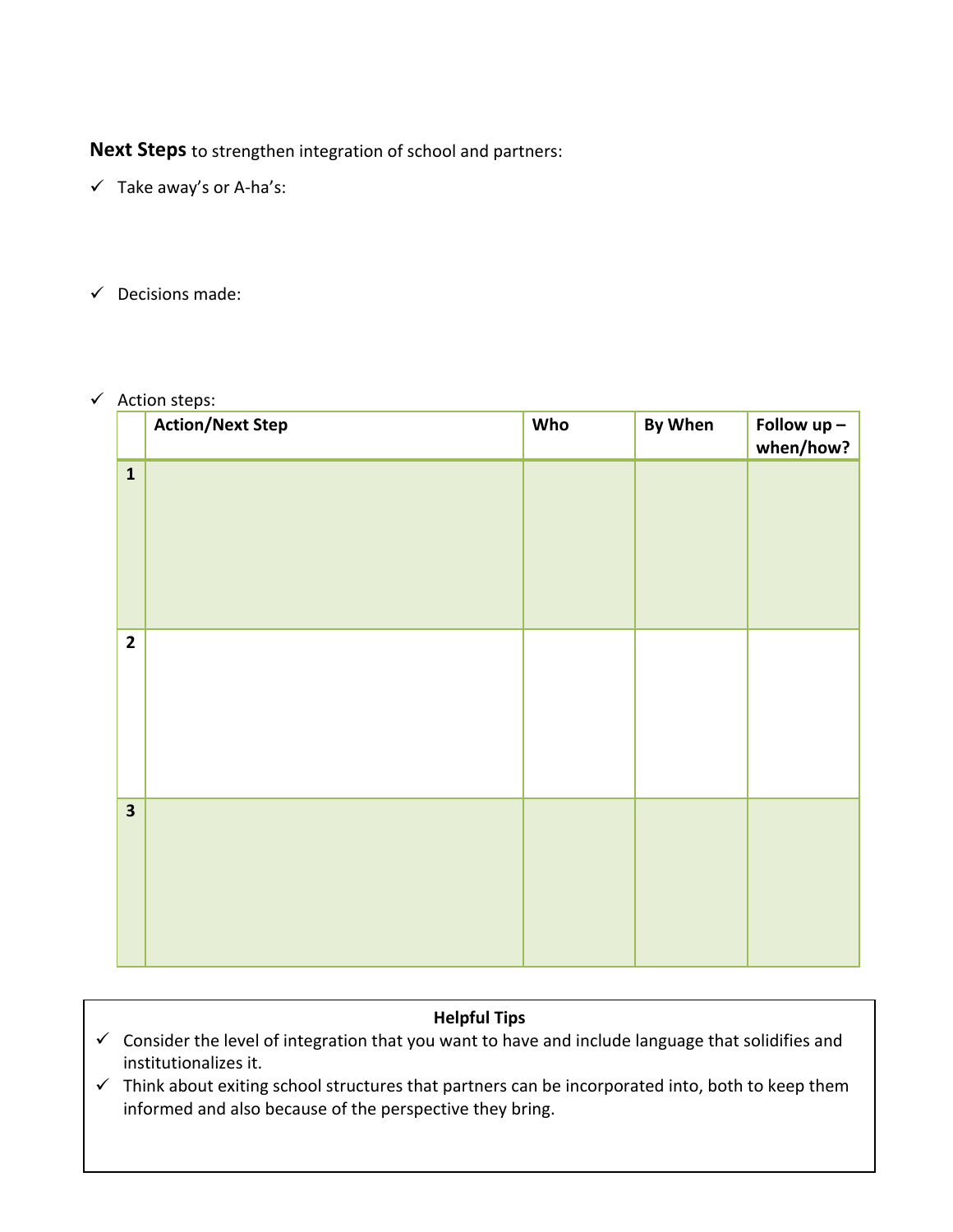**Next Steps** to strengthen integration of school and partners:

- ✓ Take away's or A-ha's:

- ✓ Decisions made:

- ✓ Action steps:

| | Action/Next Step | Who | By When | Follow up – when/how? |
|---|---|---|---|---|
| 1 | | | | |
| 2 | | | | |
| 3 | | | | |

**Helpful Tips**

- ✓ Consider the level of integration that you want to have and include language that solidifies and institutionalizes it.
- ✓ Think about exiting school structures that partners can be incorporated into, both to keep them informed and also because of the perspective they bring.